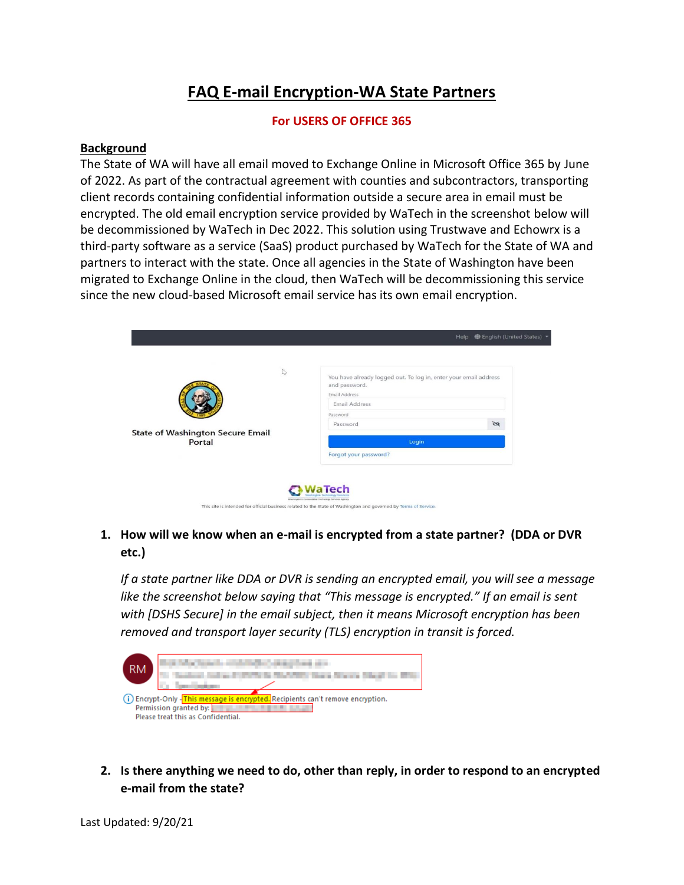# FAQ E-mail Encryption-WA State Partners

**For USERS OF OFFICE 365**

## Background

The State of WA will have all email moved to Exchange Online in Microsoft Office 365 by June of 2022. As part of the contractual agreement with counties and subcontractors, transporting client records containing confidential information outside a secure area in email must be encrypted. The old email encryption service provided by WaTech in the screenshot below will be decommissioned by WaTech in Dec 2022. This solution using Trustwave and Echowrx is a third-party software as a service (SaaS) product purchased by WaTech for the State of WA and partners to interact with the state. Once all agencies in the State of Washington have been migrated to Exchange Online in the cloud, then WaTech will be decommissioning this service since the new cloud-based Microsoft email service has its own email encryption.

1. **How will we know when an e-mail is encrypted from a state partner? (DDA or DVR etc.)**

   *If a state partner like DDA or DVR is sending an encrypted email, you will see a message like the screenshot below saying that "This message is encrypted." If an email is sent with [DSHS Secure] in the email subject, then it means Microsoft encryption has been removed and transport layer security (TLS) encryption in transit is forced.*

2. **Is there anything we need to do, other than reply, in order to respond to an encrypted e-mail from the state?**

Last Updated: 9/20/21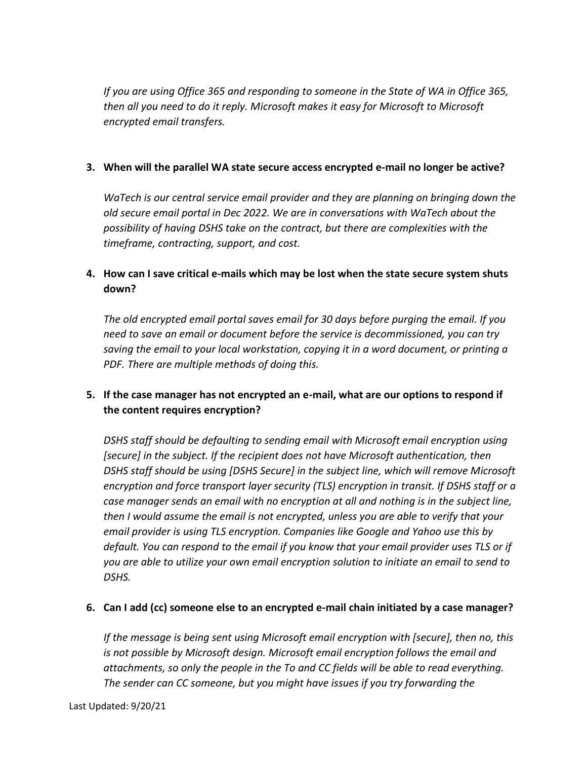*If you are using Office 365 and responding to someone in the State of WA in Office 365, then all you need to do it reply. Microsoft makes it easy for Microsoft to Microsoft encrypted email transfers.*

**3. When will the parallel WA state secure access encrypted e-mail no longer be active?**

*WaTech is our central service email provider and they are planning on bringing down the old secure email portal in Dec 2022. We are in conversations with WaTech about the possibility of having DSHS take on the contract, but there are complexities with the timeframe, contracting, support, and cost.*

**4. How can I save critical e-mails which may be lost when the state secure system shuts down?**

*The old encrypted email portal saves email for 30 days before purging the email. If you need to save an email or document before the service is decommissioned, you can try saving the email to your local workstation, copying it in a word document, or printing a PDF. There are multiple methods of doing this.*

**5. If the case manager has not encrypted an e-mail, what are our options to respond if the content requires encryption?**

*DSHS staff should be defaulting to sending email with Microsoft email encryption using [secure] in the subject. If the recipient does not have Microsoft authentication, then DSHS staff should be using [DSHS Secure] in the subject line, which will remove Microsoft encryption and force transport layer security (TLS) encryption in transit. If DSHS staff or a case manager sends an email with no encryption at all and nothing is in the subject line, then I would assume the email is not encrypted, unless you are able to verify that your email provider is using TLS encryption. Companies like Google and Yahoo use this by default. You can respond to the email if you know that your email provider uses TLS or if you are able to utilize your own email encryption solution to initiate an email to send to DSHS.*

**6. Can I add (cc) someone else to an encrypted e-mail chain initiated by a case manager?**

*If the message is being sent using Microsoft email encryption with [secure], then no, this is not possible by Microsoft design. Microsoft email encryption follows the email and attachments, so only the people in the To and CC fields will be able to read everything. The sender can CC someone, but you might have issues if you try forwarding the*

Last Updated: 9/20/21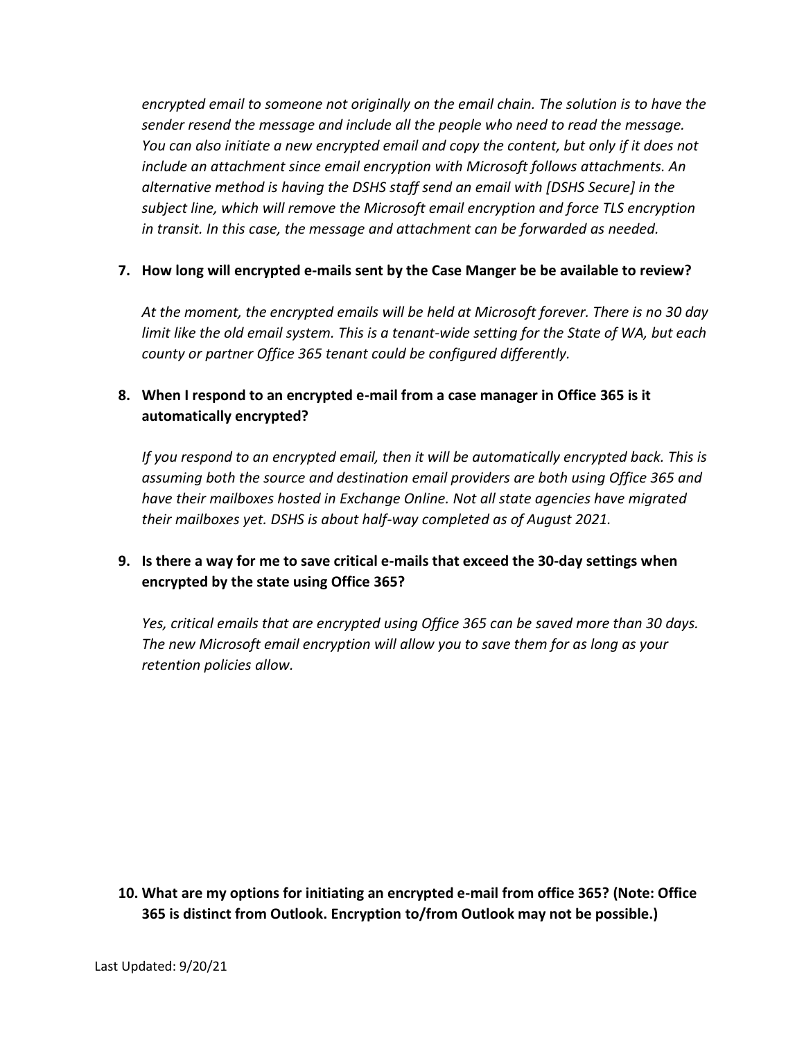*encrypted email to someone not originally on the email chain. The solution is to have the sender resend the message and include all the people who need to read the message. You can also initiate a new encrypted email and copy the content, but only if it does not include an attachment since email encryption with Microsoft follows attachments. An alternative method is having the DSHS staff send an email with [DSHS Secure] in the subject line, which will remove the Microsoft email encryption and force TLS encryption in transit. In this case, the message and attachment can be forwarded as needed.*

**7. How long will encrypted e-mails sent by the Case Manger be be available to review?**

*At the moment, the encrypted emails will be held at Microsoft forever. There is no 30 day limit like the old email system. This is a tenant-wide setting for the State of WA, but each county or partner Office 365 tenant could be configured differently.*

**8. When I respond to an encrypted e-mail from a case manager in Office 365 is it automatically encrypted?**

*If you respond to an encrypted email, then it will be automatically encrypted back. This is assuming both the source and destination email providers are both using Office 365 and have their mailboxes hosted in Exchange Online. Not all state agencies have migrated their mailboxes yet. DSHS is about half-way completed as of August 2021.*

**9. Is there a way for me to save critical e-mails that exceed the 30-day settings when encrypted by the state using Office 365?**

*Yes, critical emails that are encrypted using Office 365 can be saved more than 30 days. The new Microsoft email encryption will allow you to save them for as long as your retention policies allow.*

**10. What are my options for initiating an encrypted e-mail from office 365? (Note: Office 365 is distinct from Outlook. Encryption to/from Outlook may not be possible.)**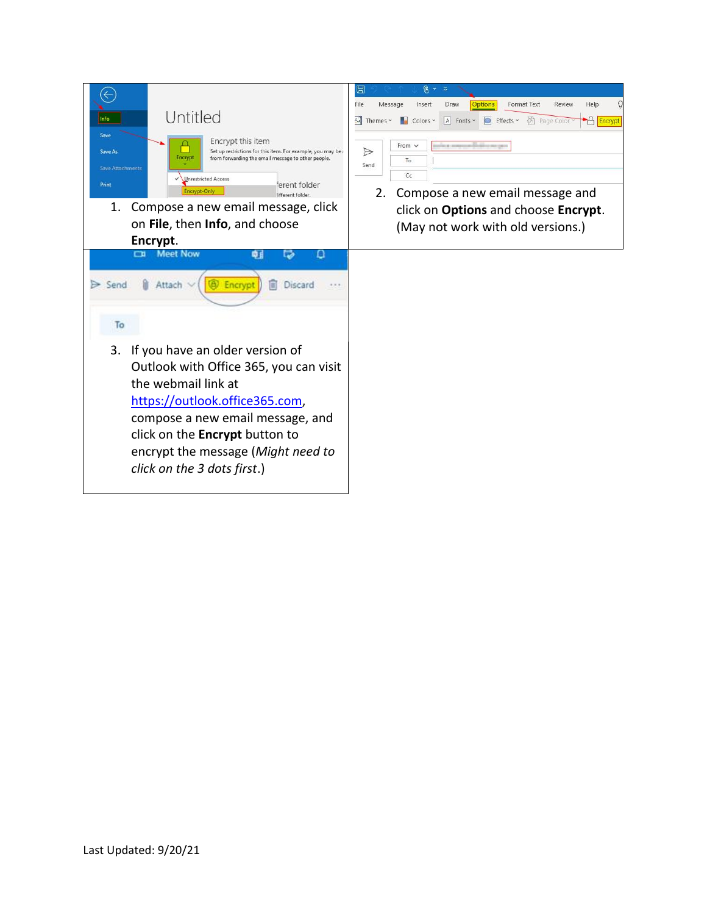1. Compose a new email message, click on **File**, then **Info**, and choose **Encrypt**.

2. Compose a new email message and click on **Options** and choose **Encrypt**. (May not work with old versions.)

3. If you have an older version of Outlook with Office 365, you can visit the webmail link at [https://outlook.office365.com](https://outlook.office365.com), compose a new email message, and click on the **Encrypt** button to encrypt the message (*Might need to click on the 3 dots first*.)

Last Updated: 9/20/21